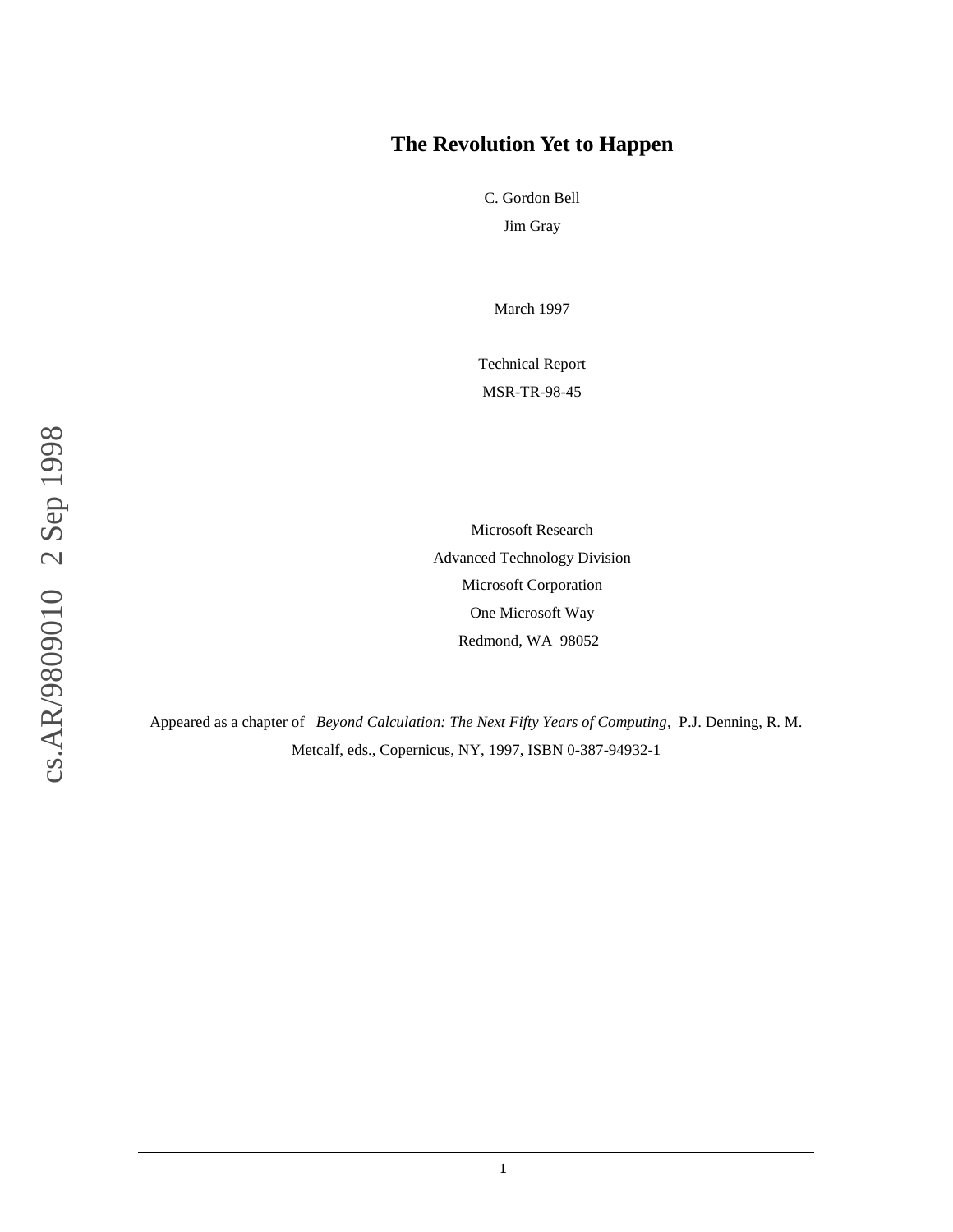# The Revolution Yet to Happen

C. Gordon Bell

Jim Gray

March 1997

Technical Report

MSR-TR-98-45

Microsoft Research

Advanced Technology Division

Microsoft Corporation

One Microsoft Way

Redmond, WA 98052

Appeared as a chapter of *Beyond Calculation: The Next Fifty Years of Computing*, P.J. Denning, R. M. Metcalf, eds., Copernicus, NY, 1997, ISBN 0-387-94932-1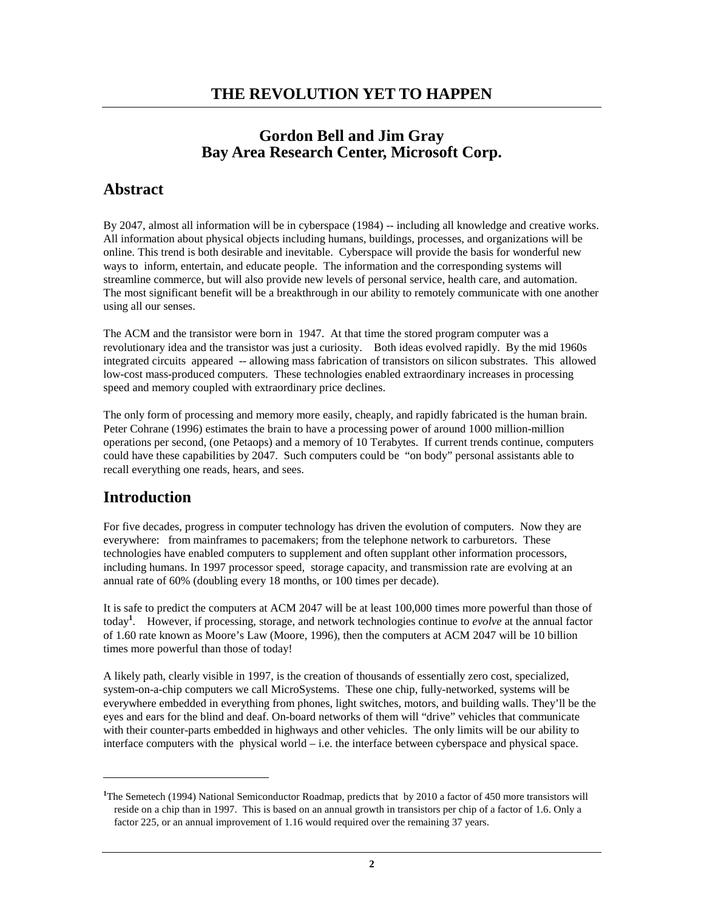# THE REVOLUTION YET TO HAPPEN

## Gordon Bell and Jim Gray
## Bay Area Research Center, Microsoft Corp.

## Abstract

By 2047, almost all information will be in cyberspace (1984) -- including all knowledge and creative works. All information about physical objects including humans, buildings, processes, and organizations will be online. This trend is both desirable and inevitable. Cyberspace will provide the basis for wonderful new ways to inform, entertain, and educate people. The information and the corresponding systems will streamline commerce, but will also provide new levels of personal service, health care, and automation. The most significant benefit will be a breakthrough in our ability to remotely communicate with one another using all our senses.

The ACM and the transistor were born in 1947. At that time the stored program computer was a revolutionary idea and the transistor was just a curiosity. Both ideas evolved rapidly. By the mid 1960s integrated circuits appeared -- allowing mass fabrication of transistors on silicon substrates. This allowed low-cost mass-produced computers. These technologies enabled extraordinary increases in processing speed and memory coupled with extraordinary price declines.

The only form of processing and memory more easily, cheaply, and rapidly fabricated is the human brain. Peter Cohrane (1996) estimates the brain to have a processing power of around 1000 million-million operations per second, (one Petaops) and a memory of 10 Terabytes. If current trends continue, computers could have these capabilities by 2047. Such computers could be "on body" personal assistants able to recall everything one reads, hears, and sees.

## Introduction

For five decades, progress in computer technology has driven the evolution of computers. Now they are everywhere: from mainframes to pacemakers; from the telephone network to carburetors. These technologies have enabled computers to supplement and often supplant other information processors, including humans. In 1997 processor speed, storage capacity, and transmission rate are evolving at an annual rate of 60% (doubling every 18 months, or 100 times per decade).

It is safe to predict the computers at ACM 2047 will be at least 100,000 times more powerful than those of today[1]. However, if processing, storage, and network technologies continue to *evolve* at the annual factor of 1.60 rate known as Moore's Law (Moore, 1996), then the computers at ACM 2047 will be 10 billion times more powerful than those of today!

A likely path, clearly visible in 1997, is the creation of thousands of essentially zero cost, specialized, system-on-a-chip computers we call MicroSystems. These one chip, fully-networked, systems will be everywhere embedded in everything from phones, light switches, motors, and building walls. They'll be the eyes and ears for the blind and deaf. On-board networks of them will "drive" vehicles that communicate with their counter-parts embedded in highways and other vehicles. The only limits will be our ability to interface computers with the physical world – i.e. the interface between cyberspace and physical space.

---

[1] The Semetech (1994) National Semiconductor Roadmap, predicts that by 2010 a factor of 450 more transistors will reside on a chip than in 1997. This is based on an annual growth in transistors per chip of a factor of 1.6. Only a factor 225, or an annual improvement of 1.16 would required over the remaining 37 years.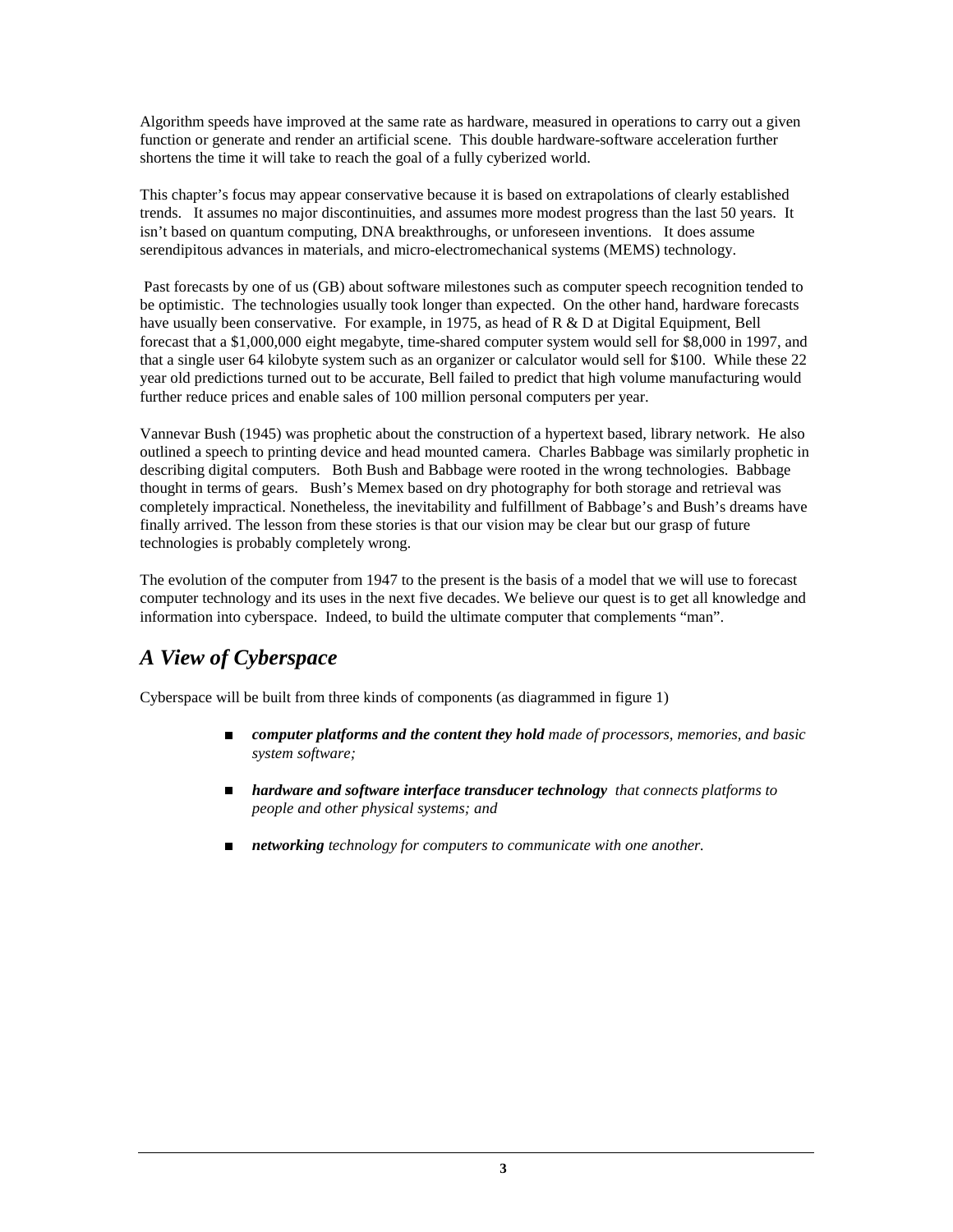Algorithm speeds have improved at the same rate as hardware, measured in operations to carry out a given function or generate and render an artificial scene. This double hardware-software acceleration further shortens the time it will take to reach the goal of a fully cyberized world.

This chapter's focus may appear conservative because it is based on extrapolations of clearly established trends. It assumes no major discontinuities, and assumes more modest progress than the last 50 years. It isn't based on quantum computing, DNA breakthroughs, or unforeseen inventions. It does assume serendipitous advances in materials, and micro-electromechanical systems (MEMS) technology.

Past forecasts by one of us (GB) about software milestones such as computer speech recognition tended to be optimistic. The technologies usually took longer than expected. On the other hand, hardware forecasts have usually been conservative. For example, in 1975, as head of R & D at Digital Equipment, Bell forecast that a $1,000,000 eight megabyte, time-shared computer system would sell for $8,000 in 1997, and that a single user 64 kilobyte system such as an organizer or calculator would sell for $100. While these 22 year old predictions turned out to be accurate, Bell failed to predict that high volume manufacturing would further reduce prices and enable sales of 100 million personal computers per year.

Vannevar Bush (1945) was prophetic about the construction of a hypertext based, library network. He also outlined a speech to printing device and head mounted camera. Charles Babbage was similarly prophetic in describing digital computers. Both Bush and Babbage were rooted in the wrong technologies. Babbage thought in terms of gears. Bush's Memex based on dry photography for both storage and retrieval was completely impractical. Nonetheless, the inevitability and fulfillment of Babbage's and Bush's dreams have finally arrived. The lesson from these stories is that our vision may be clear but our grasp of future technologies is probably completely wrong.

The evolution of the computer from 1947 to the present is the basis of a model that we will use to forecast computer technology and its uses in the next five decades. We believe our quest is to get all knowledge and information into cyberspace. Indeed, to build the ultimate computer that complements "man".

## *A View of Cyberspace*

Cyberspace will be built from three kinds of components (as diagrammed in figure 1)

- ***computer platforms and the content they hold*** *made of processors, memories, and basic system software;*
- ***hardware and software interface transducer technology*** *that connects platforms to people and other physical systems; and*
- ***networking*** *technology for computers to communicate with one another.*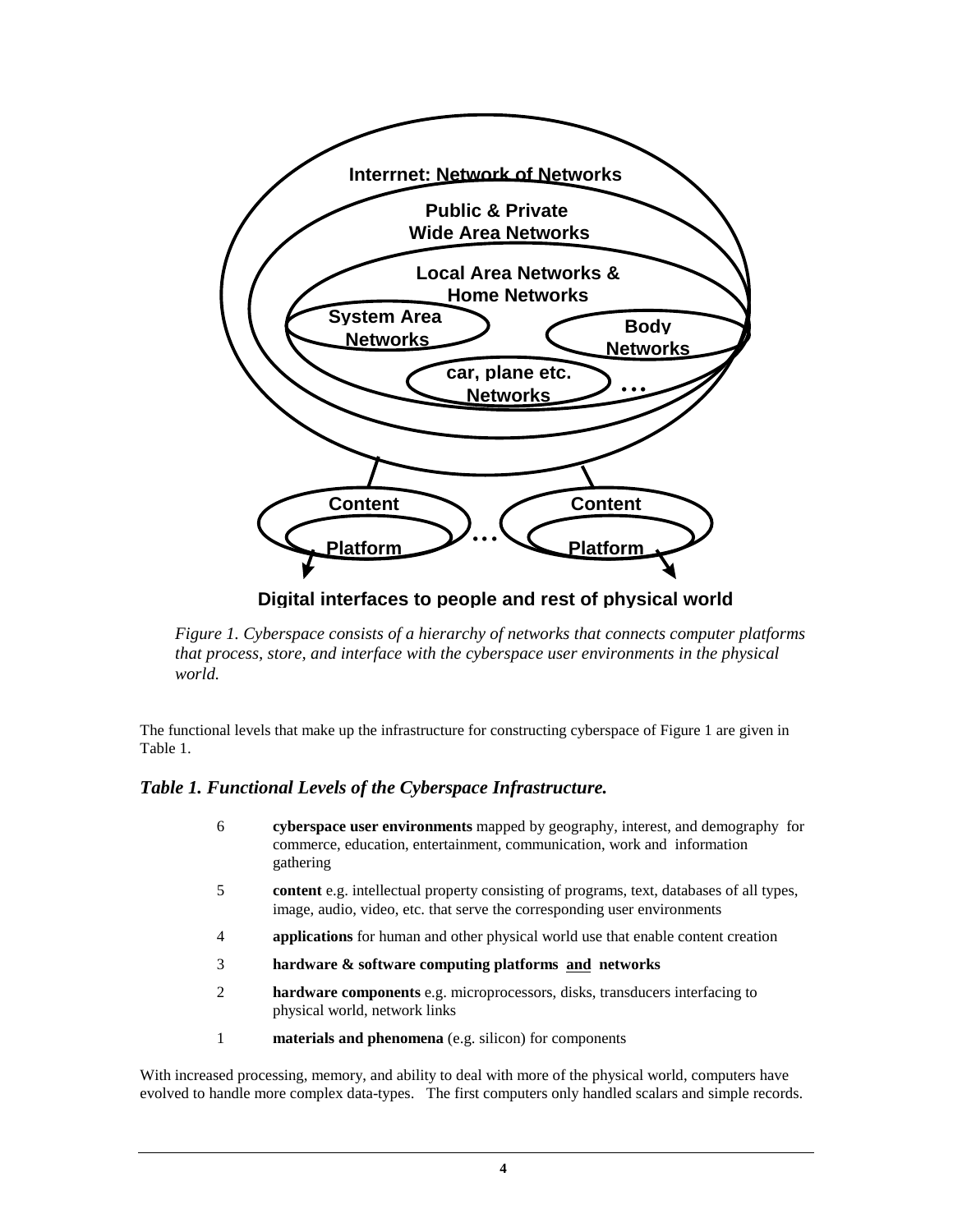Interrnet: Network of Networks

Public & Private Wide Area Networks

Local Area Networks & Home Networks

System Area Networks

Body Networks

car, plane etc. Networks

…

Content

Platform

…

Content

Platform

Digital interfaces to people and rest of physical world

*Figure 1. Cyberspace consists of a hierarchy of networks that connects computer platforms that process, store, and interface with the cyberspace user environments in the physical world.*

The functional levels that make up the infrastructure for constructing cyberspace of Figure 1 are given in Table 1.

### *Table 1. Functional Levels of the Cyberspace Infrastructure.*

| Level | Description |
|---|---|
| 6 | **cyberspace user environments** mapped by geography, interest, and demography for commerce, education, entertainment, communication, work and information gathering |
| 5 | **content** e.g. intellectual property consisting of programs, text, databases of all types, image, audio, video, etc. that serve the corresponding user environments |
| 4 | **applications** for human and other physical world use that enable content creation |
| 3 | **hardware & software computing platforms and networks** |
| 2 | **hardware components** e.g. microprocessors, disks, transducers interfacing to physical world, network links |
| 1 | **materials and phenomena** (e.g. silicon) for components |

With increased processing, memory, and ability to deal with more of the physical world, computers have evolved to handle more complex data-types. The first computers only handled scalars and simple records.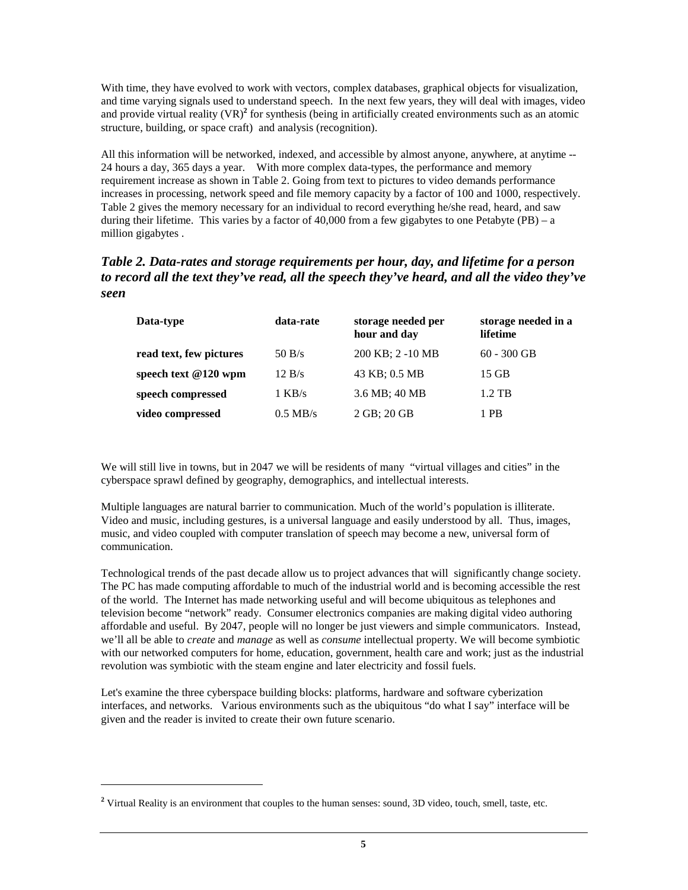With time, they have evolved to work with vectors, complex databases, graphical objects for visualization, and time varying signals used to understand speech. In the next few years, they will deal with images, video and provide virtual reality (VR)[2] for synthesis (being in artificially created environments such as an atomic structure, building, or space craft) and analysis (recognition).

All this information will be networked, indexed, and accessible by almost anyone, anywhere, at anytime -- 24 hours a day, 365 days a year. With more complex data-types, the performance and memory requirement increase as shown in Table 2. Going from text to pictures to video demands performance increases in processing, network speed and file memory capacity by a factor of 100 and 1000, respectively. Table 2 gives the memory necessary for an individual to record everything he/she read, heard, and saw during their lifetime. This varies by a factor of 40,000 from a few gigabytes to one Petabyte (PB) – a million gigabytes .

### *Table 2. Data-rates and storage requirements per hour, day, and lifetime for a person to record all the text they've read, all the speech they've heard, and all the video they've seen*

| Data-type | data-rate | storage needed per hour and day | storage needed in a lifetime |
|---|---|---|---|
| **read text, few pictures** | 50 B/s | 200 KB; 2 -10 MB | 60 - 300 GB |
| **speech text @120 wpm** | 12 B/s | 43 KB; 0.5 MB | 15 GB |
| **speech compressed** | 1 KB/s | 3.6 MB; 40 MB | 1.2 TB |
| **video compressed** | 0.5 MB/s | 2 GB; 20 GB | 1 PB |

We will still live in towns, but in 2047 we will be residents of many "virtual villages and cities" in the cyberspace sprawl defined by geography, demographics, and intellectual interests.

Multiple languages are natural barrier to communication. Much of the world's population is illiterate. Video and music, including gestures, is a universal language and easily understood by all. Thus, images, music, and video coupled with computer translation of speech may become a new, universal form of communication.

Technological trends of the past decade allow us to project advances that will significantly change society. The PC has made computing affordable to much of the industrial world and is becoming accessible the rest of the world. The Internet has made networking useful and will become ubiquitous as telephones and television become "network" ready. Consumer electronics companies are making digital video authoring affordable and useful. By 2047, people will no longer be just viewers and simple communicators. Instead, we'll all be able to *create* and *manage* as well as *consume* intellectual property. We will become symbiotic with our networked computers for home, education, government, health care and work; just as the industrial revolution was symbiotic with the steam engine and later electricity and fossil fuels.

Let's examine the three cyberspace building blocks: platforms, hardware and software cyberization interfaces, and networks. Various environments such as the ubiquitous "do what I say" interface will be given and the reader is invited to create their own future scenario.

---

[2] Virtual Reality is an environment that couples to the human senses: sound, 3D video, touch, smell, taste, etc.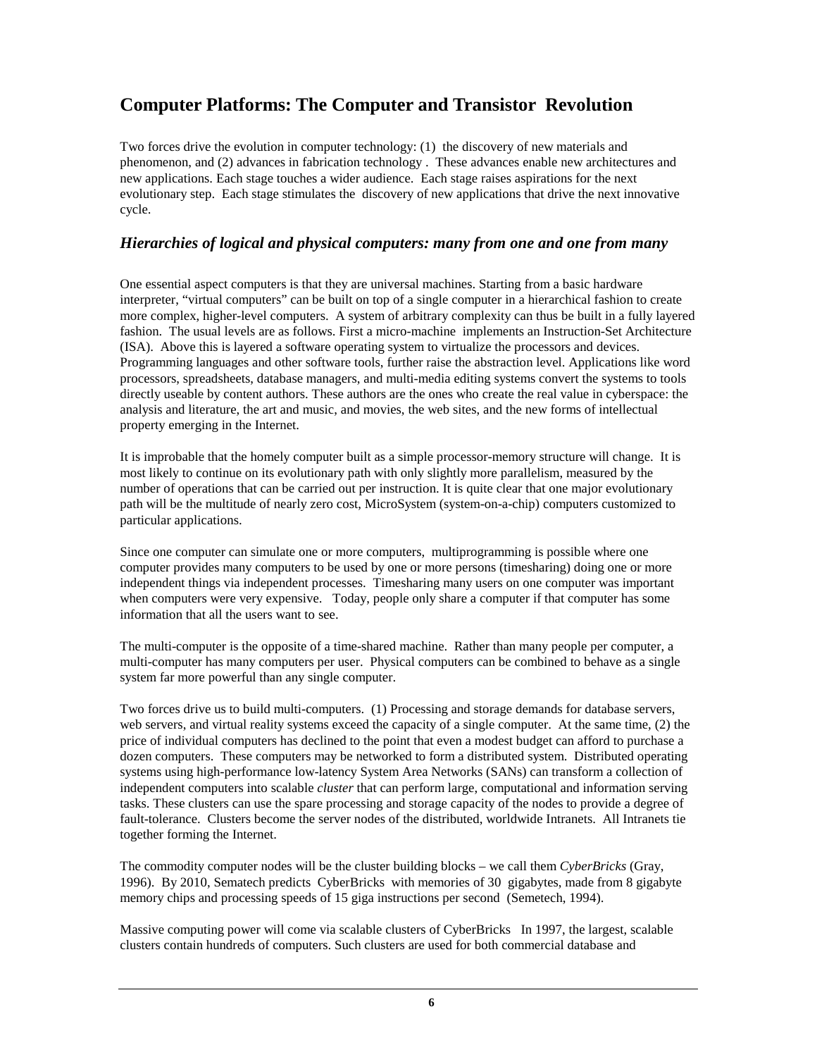## Computer Platforms: The Computer and Transistor Revolution

Two forces drive the evolution in computer technology: (1) the discovery of new materials and phenomenon, and (2) advances in fabrication technology . These advances enable new architectures and new applications. Each stage touches a wider audience. Each stage raises aspirations for the next evolutionary step. Each stage stimulates the discovery of new applications that drive the next innovative cycle.

### *Hierarchies of logical and physical computers: many from one and one from many*

One essential aspect computers is that they are universal machines. Starting from a basic hardware interpreter, "virtual computers" can be built on top of a single computer in a hierarchical fashion to create more complex, higher-level computers. A system of arbitrary complexity can thus be built in a fully layered fashion. The usual levels are as follows. First a micro-machine implements an Instruction-Set Architecture (ISA). Above this is layered a software operating system to virtualize the processors and devices. Programming languages and other software tools, further raise the abstraction level. Applications like word processors, spreadsheets, database managers, and multi-media editing systems convert the systems to tools directly useable by content authors. These authors are the ones who create the real value in cyberspace: the analysis and literature, the art and music, and movies, the web sites, and the new forms of intellectual property emerging in the Internet.

It is improbable that the homely computer built as a simple processor-memory structure will change. It is most likely to continue on its evolutionary path with only slightly more parallelism, measured by the number of operations that can be carried out per instruction. It is quite clear that one major evolutionary path will be the multitude of nearly zero cost, MicroSystem (system-on-a-chip) computers customized to particular applications.

Since one computer can simulate one or more computers, multiprogramming is possible where one computer provides many computers to be used by one or more persons (timesharing) doing one or more independent things via independent processes. Timesharing many users on one computer was important when computers were very expensive. Today, people only share a computer if that computer has some information that all the users want to see.

The multi-computer is the opposite of a time-shared machine. Rather than many people per computer, a multi-computer has many computers per user. Physical computers can be combined to behave as a single system far more powerful than any single computer.

Two forces drive us to build multi-computers. (1) Processing and storage demands for database servers, web servers, and virtual reality systems exceed the capacity of a single computer. At the same time, (2) the price of individual computers has declined to the point that even a modest budget can afford to purchase a dozen computers. These computers may be networked to form a distributed system. Distributed operating systems using high-performance low-latency System Area Networks (SANs) can transform a collection of independent computers into scalable *cluster* that can perform large, computational and information serving tasks. These clusters can use the spare processing and storage capacity of the nodes to provide a degree of fault-tolerance. Clusters become the server nodes of the distributed, worldwide Intranets. All Intranets tie together forming the Internet.

The commodity computer nodes will be the cluster building blocks – we call them *CyberBricks* (Gray, 1996). By 2010, Sematech predicts CyberBricks with memories of 30 gigabytes, made from 8 gigabyte memory chips and processing speeds of 15 giga instructions per second (Semetech, 1994).

Massive computing power will come via scalable clusters of CyberBricks In 1997, the largest, scalable clusters contain hundreds of computers. Such clusters are used for both commercial database and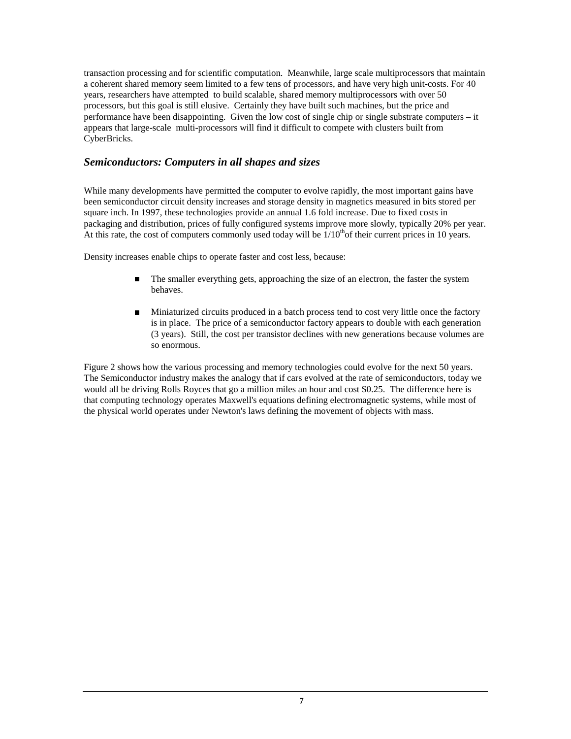transaction processing and for scientific computation. Meanwhile, large scale multiprocessors that maintain a coherent shared memory seem limited to a few tens of processors, and have very high unit-costs. For 40 years, researchers have attempted to build scalable, shared memory multiprocessors with over 50 processors, but this goal is still elusive. Certainly they have built such machines, but the price and performance have been disappointing. Given the low cost of single chip or single substrate computers – it appears that large-scale multi-processors will find it difficult to compete with clusters built from CyberBricks.

## *Semiconductors: Computers in all shapes and sizes*

While many developments have permitted the computer to evolve rapidly, the most important gains have been semiconductor circuit density increases and storage density in magnetics measured in bits stored per square inch. In 1997, these technologies provide an annual 1.6 fold increase. Due to fixed costs in packaging and distribution, prices of fully configured systems improve more slowly, typically 20% per year. At this rate, the cost of computers commonly used today will be $1/10^{th}$ of their current prices in 10 years.

Density increases enable chips to operate faster and cost less, because:

- The smaller everything gets, approaching the size of an electron, the faster the system behaves.
- Miniaturized circuits produced in a batch process tend to cost very little once the factory is in place. The price of a semiconductor factory appears to double with each generation (3 years). Still, the cost per transistor declines with new generations because volumes are so enormous.

Figure 2 shows how the various processing and memory technologies could evolve for the next 50 years. The Semiconductor industry makes the analogy that if cars evolved at the rate of semiconductors, today we would all be driving Rolls Royces that go a million miles an hour and cost $0.25. The difference here is that computing technology operates Maxwell's equations defining electromagnetic systems, while most of the physical world operates under Newton's laws defining the movement of objects with mass.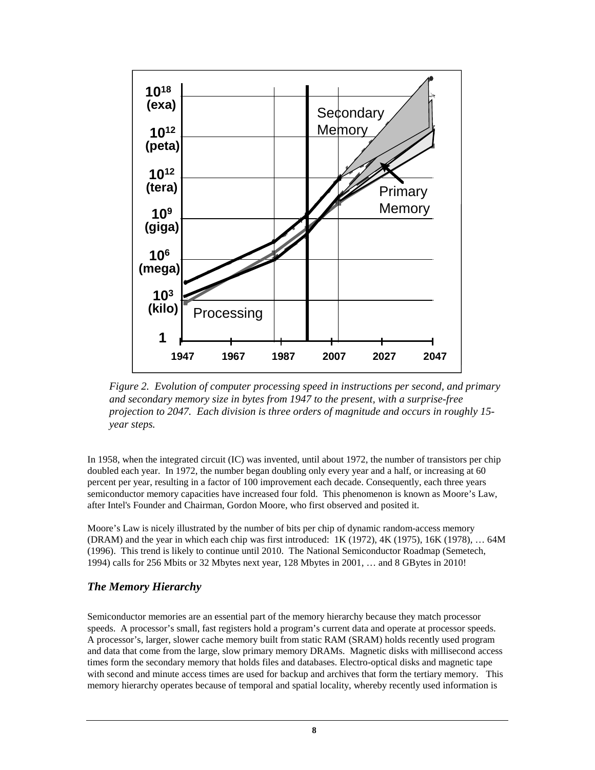*Figure 2. Evolution of computer processing speed in instructions per second, and primary and secondary memory size in bytes from 1947 to the present, with a surprise-free projection to 2047. Each division is three orders of magnitude and occurs in roughly 15-year steps.*

In 1958, when the integrated circuit (IC) was invented, until about 1972, the number of transistors per chip doubled each year. In 1972, the number began doubling only every year and a half, or increasing at 60 percent per year, resulting in a factor of 100 improvement each decade. Consequently, each three years semiconductor memory capacities have increased four fold. This phenomenon is known as Moore's Law, after Intel's Founder and Chairman, Gordon Moore, who first observed and posited it.

Moore's Law is nicely illustrated by the number of bits per chip of dynamic random-access memory (DRAM) and the year in which each chip was first introduced: 1K (1972), 4K (1975), 16K (1978), … 64M (1996). This trend is likely to continue until 2010. The National Semiconductor Roadmap (Semetech, 1994) calls for 256 Mbits or 32 Mbytes next year, 128 Mbytes in 2001, … and 8 GBytes in 2010!

### *The Memory Hierarchy*

Semiconductor memories are an essential part of the memory hierarchy because they match processor speeds. A processor's small, fast registers hold a program's current data and operate at processor speeds. A processor's, larger, slower cache memory built from static RAM (SRAM) holds recently used program and data that come from the large, slow primary memory DRAMs. Magnetic disks with millisecond access times form the secondary memory that holds files and databases. Electro-optical disks and magnetic tape with second and minute access times are used for backup and archives that form the tertiary memory. This memory hierarchy operates because of temporal and spatial locality, whereby recently used information is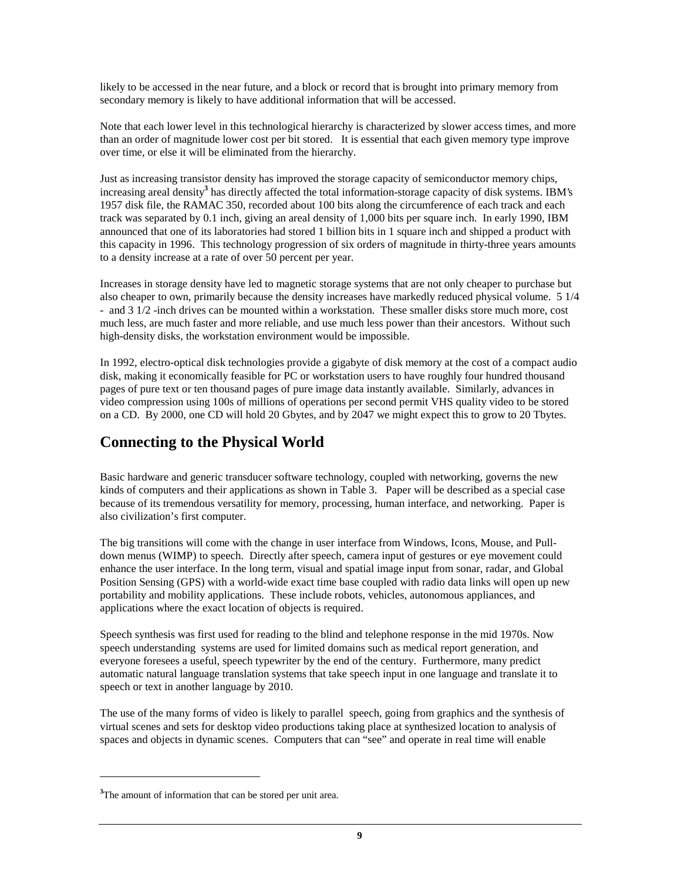likely to be accessed in the near future, and a block or record that is brought into primary memory from secondary memory is likely to have additional information that will be accessed.

Note that each lower level in this technological hierarchy is characterized by slower access times, and more than an order of magnitude lower cost per bit stored. It is essential that each given memory type improve over time, or else it will be eliminated from the hierarchy.

Just as increasing transistor density has improved the storage capacity of semiconductor memory chips, increasing areal density[3] has directly affected the total information-storage capacity of disk systems. IBM's 1957 disk file, the RAMAC 350, recorded about 100 bits along the circumference of each track and each track was separated by 0.1 inch, giving an areal density of 1,000 bits per square inch. In early 1990, IBM announced that one of its laboratories had stored 1 billion bits in 1 square inch and shipped a product with this capacity in 1996. This technology progression of six orders of magnitude in thirty-three years amounts to a density increase at a rate of over 50 percent per year.

Increases in storage density have led to magnetic storage systems that are not only cheaper to purchase but also cheaper to own, primarily because the density increases have markedly reduced physical volume. 5 1/4 - and 3 1/2 -inch drives can be mounted within a workstation. These smaller disks store much more, cost much less, are much faster and more reliable, and use much less power than their ancestors. Without such high-density disks, the workstation environment would be impossible.

In 1992, electro-optical disk technologies provide a gigabyte of disk memory at the cost of a compact audio disk, making it economically feasible for PC or workstation users to have roughly four hundred thousand pages of pure text or ten thousand pages of pure image data instantly available. Similarly, advances in video compression using 100s of millions of operations per second permit VHS quality video to be stored on a CD. By 2000, one CD will hold 20 Gbytes, and by 2047 we might expect this to grow to 20 Tbytes.

## Connecting to the Physical World

Basic hardware and generic transducer software technology, coupled with networking, governs the new kinds of computers and their applications as shown in Table 3. Paper will be described as a special case because of its tremendous versatility for memory, processing, human interface, and networking. Paper is also civilization's first computer.

The big transitions will come with the change in user interface from Windows, Icons, Mouse, and Pull-down menus (WIMP) to speech. Directly after speech, camera input of gestures or eye movement could enhance the user interface. In the long term, visual and spatial image input from sonar, radar, and Global Position Sensing (GPS) with a world-wide exact time base coupled with radio data links will open up new portability and mobility applications. These include robots, vehicles, autonomous appliances, and applications where the exact location of objects is required.

Speech synthesis was first used for reading to the blind and telephone response in the mid 1970s. Now speech understanding systems are used for limited domains such as medical report generation, and everyone foresees a useful, speech typewriter by the end of the century. Furthermore, many predict automatic natural language translation systems that take speech input in one language and translate it to speech or text in another language by 2010.

The use of the many forms of video is likely to parallel speech, going from graphics and the synthesis of virtual scenes and sets for desktop video productions taking place at synthesized location to analysis of spaces and objects in dynamic scenes. Computers that can "see" and operate in real time will enable

---

[3] The amount of information that can be stored per unit area.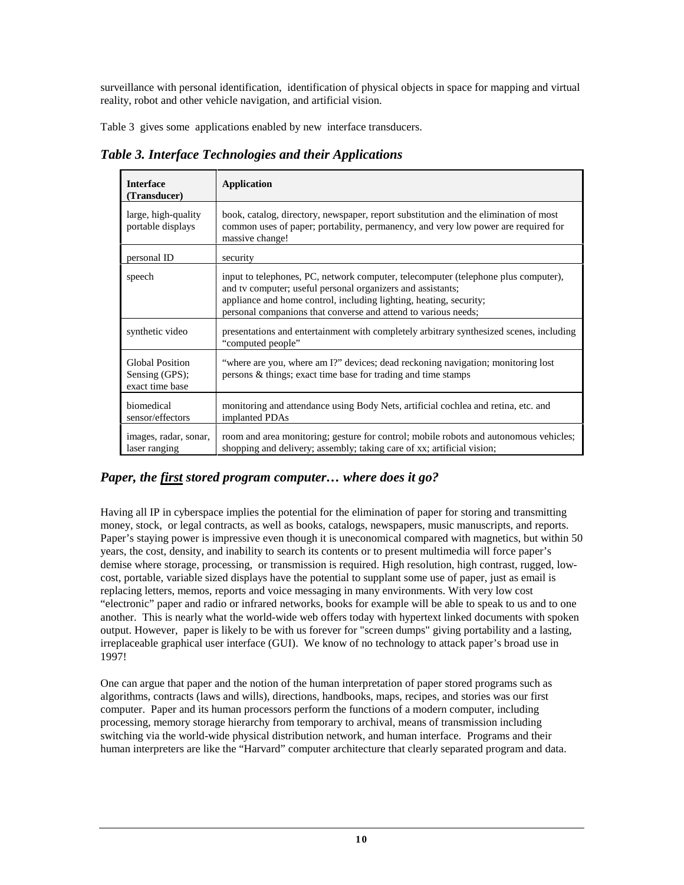surveillance with personal identification, identification of physical objects in space for mapping and virtual reality, robot and other vehicle navigation, and artificial vision.

Table 3 gives some applications enabled by new interface transducers.

### *Table 3. Interface Technologies and their Applications*

| Interface (Transducer) | Application |
|---|---|
| large, high-quality portable displays | book, catalog, directory, newspaper, report substitution and the elimination of most common uses of paper; portability, permanency, and very low power are required for massive change! |
| personal ID | security |
| speech | input to telephones, PC, network computer, telecomputer (telephone plus computer), and tv computer; useful personal organizers and assistants; appliance and home control, including lighting, heating, security; personal companions that converse and attend to various needs; |
| synthetic video | presentations and entertainment with completely arbitrary synthesized scenes, including "computed people" |
| Global Position Sensing (GPS); exact time base | "where are you, where am I?" devices; dead reckoning navigation; monitoring lost persons & things; exact time base for trading and time stamps |
| biomedical sensor/effectors | monitoring and attendance using Body Nets, artificial cochlea and retina, etc. and implanted PDAs |
| images, radar, sonar, laser ranging | room and area monitoring; gesture for control; mobile robots and autonomous vehicles; shopping and delivery; assembly; taking care of xx; artificial vision; |

## *Paper, the first stored program computer… where does it go?*

Having all IP in cyberspace implies the potential for the elimination of paper for storing and transmitting money, stock, or legal contracts, as well as books, catalogs, newspapers, music manuscripts, and reports. Paper's staying power is impressive even though it is uneconomical compared with magnetics, but within 50 years, the cost, density, and inability to search its contents or to present multimedia will force paper's demise where storage, processing, or transmission is required. High resolution, high contrast, rugged, low-cost, portable, variable sized displays have the potential to supplant some use of paper, just as email is replacing letters, memos, reports and voice messaging in many environments. With very low cost "electronic" paper and radio or infrared networks, books for example will be able to speak to us and to one another. This is nearly what the world-wide web offers today with hypertext linked documents with spoken output. However, paper is likely to be with us forever for "screen dumps" giving portability and a lasting, irreplaceable graphical user interface (GUI). We know of no technology to attack paper's broad use in 1997!

One can argue that paper and the notion of the human interpretation of paper stored programs such as algorithms, contracts (laws and wills), directions, handbooks, maps, recipes, and stories was our first computer. Paper and its human processors perform the functions of a modern computer, including processing, memory storage hierarchy from temporary to archival, means of transmission including switching via the world-wide physical distribution network, and human interface. Programs and their human interpreters are like the "Harvard" computer architecture that clearly separated program and data.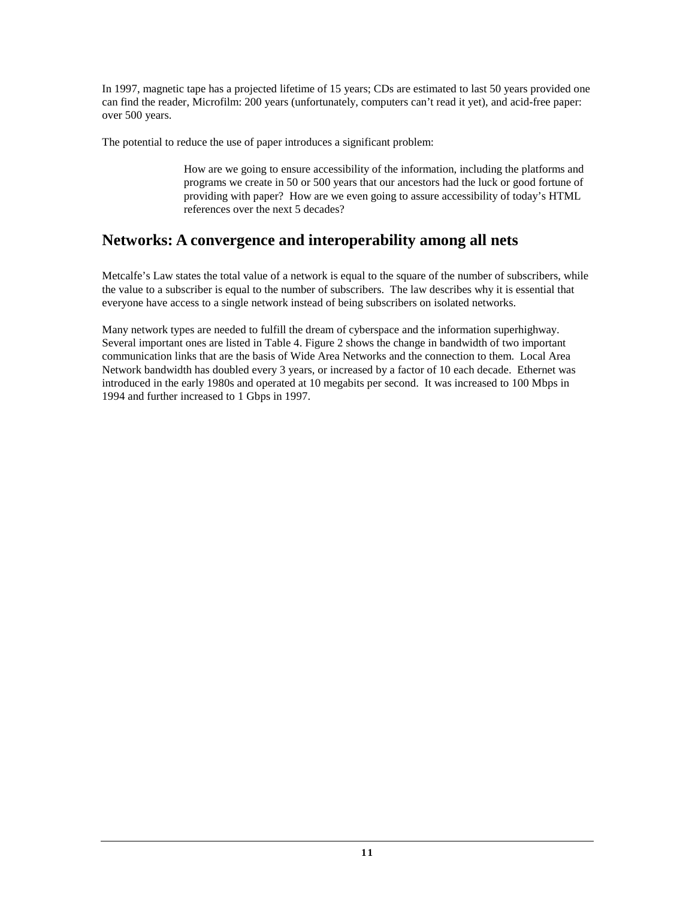In 1997, magnetic tape has a projected lifetime of 15 years; CDs are estimated to last 50 years provided one can find the reader, Microfilm: 200 years (unfortunately, computers can't read it yet), and acid-free paper: over 500 years.

The potential to reduce the use of paper introduces a significant problem:

> How are we going to ensure accessibility of the information, including the platforms and programs we create in 50 or 500 years that our ancestors had the luck or good fortune of providing with paper? How are we even going to assure accessibility of today's HTML references over the next 5 decades?

## Networks: A convergence and interoperability among all nets

Metcalfe's Law states the total value of a network is equal to the square of the number of subscribers, while the value to a subscriber is equal to the number of subscribers. The law describes why it is essential that everyone have access to a single network instead of being subscribers on isolated networks.

Many network types are needed to fulfill the dream of cyberspace and the information superhighway. Several important ones are listed in Table 4. Figure 2 shows the change in bandwidth of two important communication links that are the basis of Wide Area Networks and the connection to them. Local Area Network bandwidth has doubled every 3 years, or increased by a factor of 10 each decade. Ethernet was introduced in the early 1980s and operated at 10 megabits per second. It was increased to 100 Mbps in 1994 and further increased to 1 Gbps in 1997.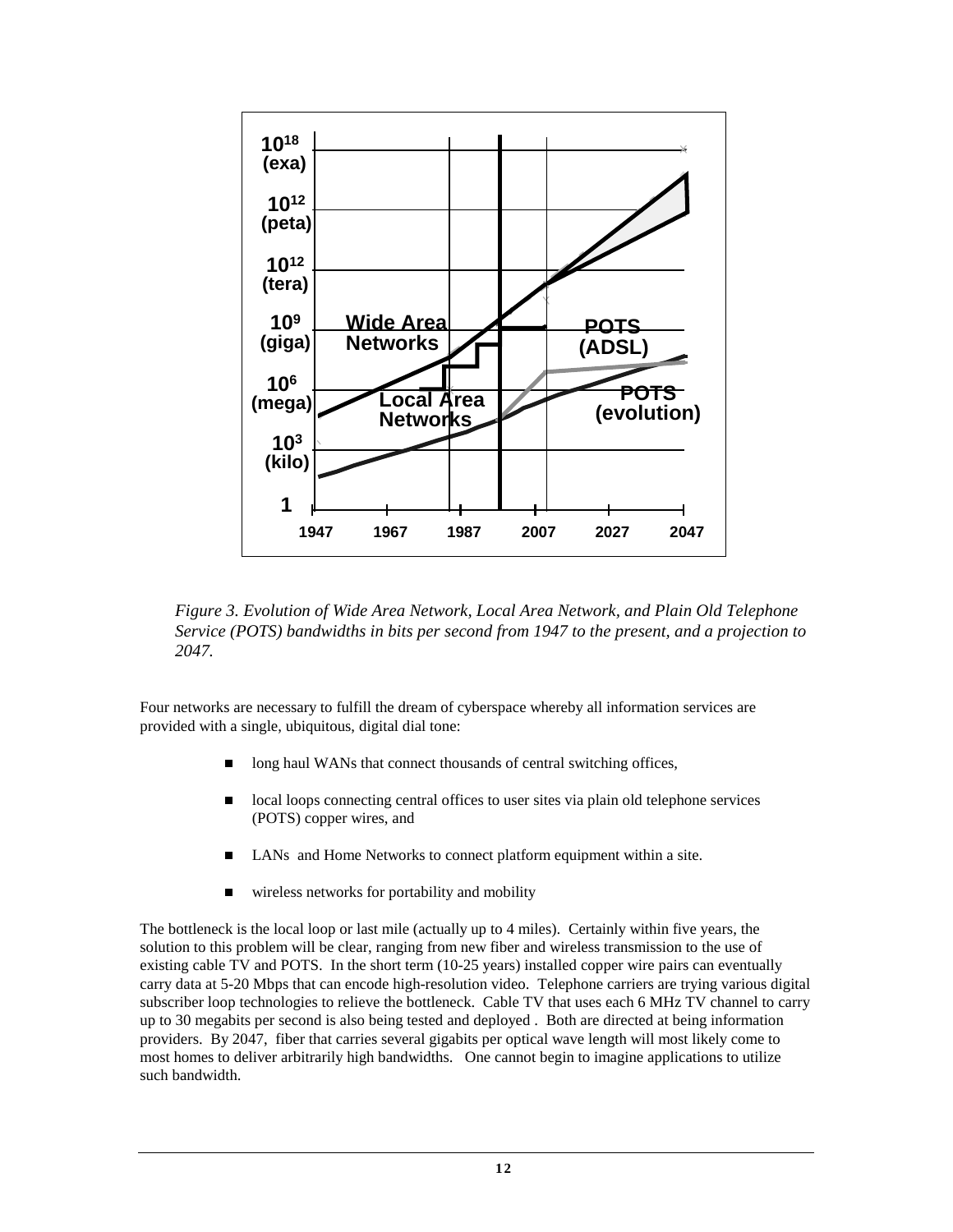*Figure 3. Evolution of Wide Area Network, Local Area Network, and Plain Old Telephone Service (POTS) bandwidths in bits per second from 1947 to the present, and a projection to 2047.*

Four networks are necessary to fulfill the dream of cyberspace whereby all information services are provided with a single, ubiquitous, digital dial tone:

- long haul WANs that connect thousands of central switching offices,
- local loops connecting central offices to user sites via plain old telephone services (POTS) copper wires, and
- LANs and Home Networks to connect platform equipment within a site.
- wireless networks for portability and mobility

The bottleneck is the local loop or last mile (actually up to 4 miles). Certainly within five years, the solution to this problem will be clear, ranging from new fiber and wireless transmission to the use of existing cable TV and POTS. In the short term (10-25 years) installed copper wire pairs can eventually carry data at 5-20 Mbps that can encode high-resolution video. Telephone carriers are trying various digital subscriber loop technologies to relieve the bottleneck. Cable TV that uses each 6 MHz TV channel to carry up to 30 megabits per second is also being tested and deployed . Both are directed at being information providers. By 2047, fiber that carries several gigabits per optical wave length will most likely come to most homes to deliver arbitrarily high bandwidths. One cannot begin to imagine applications to utilize such bandwidth.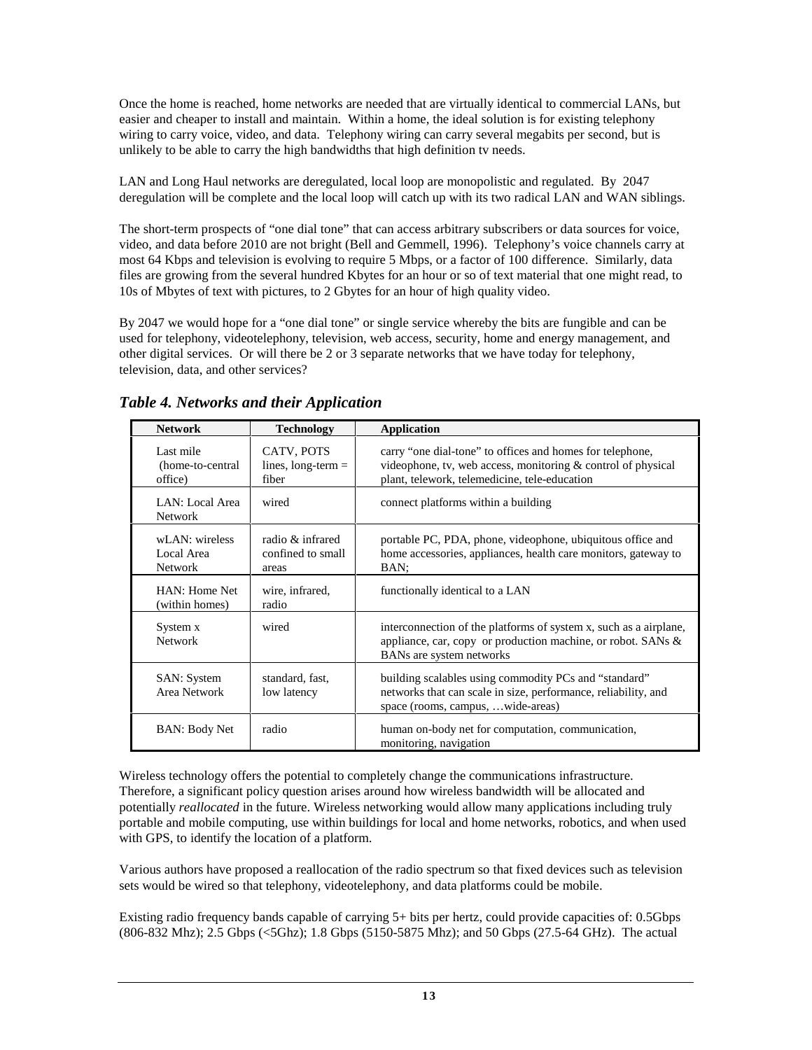Once the home is reached, home networks are needed that are virtually identical to commercial LANs, but easier and cheaper to install and maintain. Within a home, the ideal solution is for existing telephony wiring to carry voice, video, and data. Telephony wiring can carry several megabits per second, but is unlikely to be able to carry the high bandwidths that high definition tv needs.

LAN and Long Haul networks are deregulated, local loop are monopolistic and regulated. By 2047 deregulation will be complete and the local loop will catch up with its two radical LAN and WAN siblings.

The short-term prospects of "one dial tone" that can access arbitrary subscribers or data sources for voice, video, and data before 2010 are not bright (Bell and Gemmell, 1996). Telephony's voice channels carry at most 64 Kbps and television is evolving to require 5 Mbps, or a factor of 100 difference. Similarly, data files are growing from the several hundred Kbytes for an hour or so of text material that one might read, to 10s of Mbytes of text with pictures, to 2 Gbytes for an hour of high quality video.

By 2047 we would hope for a "one dial tone" or single service whereby the bits are fungible and can be used for telephony, videotelephony, television, web access, security, home and energy management, and other digital services. Or will there be 2 or 3 separate networks that we have today for telephony, television, data, and other services?

### *Table 4. Networks and their Application*

| Network | Technology | Application |
|---|---|---|
| Last mile (home-to-central office) | CATV, POTS lines, long-term = fiber | carry "one dial-tone" to offices and homes for telephone, videophone, tv, web access, monitoring & control of physical plant, telework, telemedicine, tele-education |
| LAN: Local Area Network | wired | connect platforms within a building |
| wLAN: wireless Local Area Network | radio & infrared confined to small areas | portable PC, PDA, phone, videophone, ubiquitous office and home accessories, appliances, health care monitors, gateway to BAN; |
| HAN: Home Net (within homes) | wire, infrared, radio | functionally identical to a LAN |
| System x Network | wired | interconnection of the platforms of system x, such as a airplane, appliance, car, copy or production machine, or robot. SANs & BANs are system networks |
| SAN: System Area Network | standard, fast, low latency | building scalables using commodity PCs and "standard" networks that can scale in size, performance, reliability, and space (rooms, campus, …wide-areas) |
| BAN: Body Net | radio | human on-body net for computation, communication, monitoring, navigation |

Wireless technology offers the potential to completely change the communications infrastructure. Therefore, a significant policy question arises around how wireless bandwidth will be allocated and potentially *reallocated* in the future. Wireless networking would allow many applications including truly portable and mobile computing, use within buildings for local and home networks, robotics, and when used with GPS, to identify the location of a platform.

Various authors have proposed a reallocation of the radio spectrum so that fixed devices such as television sets would be wired so that telephony, videotelephony, and data platforms could be mobile.

Existing radio frequency bands capable of carrying 5+ bits per hertz, could provide capacities of: 0.5Gbps (806-832 Mhz); 2.5 Gbps (<5Ghz); 1.8 Gbps (5150-5875 Mhz); and 50 Gbps (27.5-64 GHz). The actual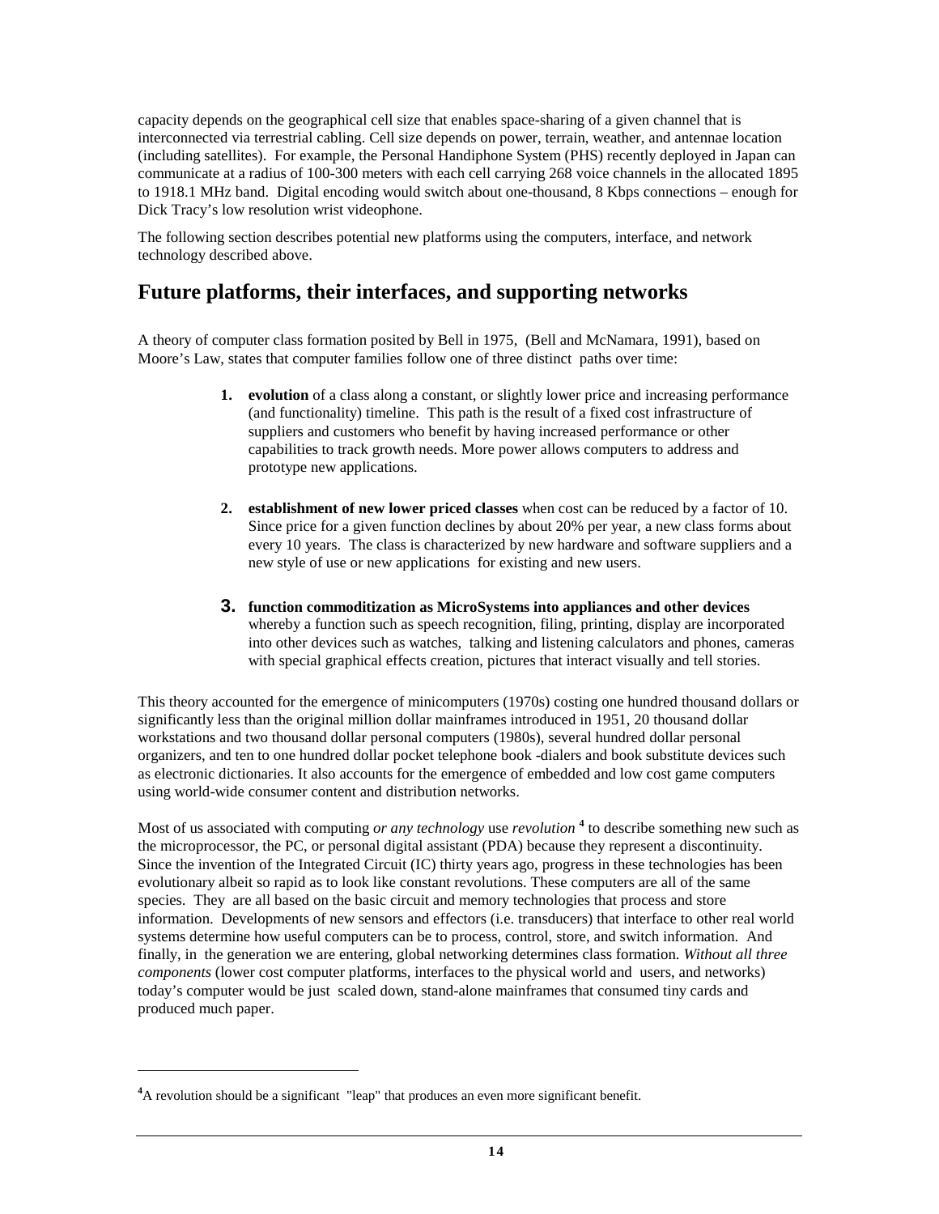capacity depends on the geographical cell size that enables space-sharing of a given channel that is interconnected via terrestrial cabling. Cell size depends on power, terrain, weather, and antennae location (including satellites). For example, the Personal Handiphone System (PHS) recently deployed in Japan can communicate at a radius of 100-300 meters with each cell carrying 268 voice channels in the allocated 1895 to 1918.1 MHz band. Digital encoding would switch about one-thousand, 8 Kbps connections – enough for Dick Tracy's low resolution wrist videophone.

The following section describes potential new platforms using the computers, interface, and network technology described above.

## Future platforms, their interfaces, and supporting networks

A theory of computer class formation posited by Bell in 1975, (Bell and McNamara, 1991), based on Moore's Law, states that computer families follow one of three distinct paths over time:

1. **evolution** of a class along a constant, or slightly lower price and increasing performance (and functionality) timeline. This path is the result of a fixed cost infrastructure of suppliers and customers who benefit by having increased performance or other capabilities to track growth needs. More power allows computers to address and prototype new applications.

2. **establishment of new lower priced classes** when cost can be reduced by a factor of 10. Since price for a given function declines by about 20% per year, a new class forms about every 10 years. The class is characterized by new hardware and software suppliers and a new style of use or new applications for existing and new users.

3. **function commoditization as MicroSystems into appliances and other devices** whereby a function such as speech recognition, filing, printing, display are incorporated into other devices such as watches, talking and listening calculators and phones, cameras with special graphical effects creation, pictures that interact visually and tell stories.

This theory accounted for the emergence of minicomputers (1970s) costing one hundred thousand dollars or significantly less than the original million dollar mainframes introduced in 1951, 20 thousand dollar workstations and two thousand dollar personal computers (1980s), several hundred dollar personal organizers, and ten to one hundred dollar pocket telephone book -dialers and book substitute devices such as electronic dictionaries. It also accounts for the emergence of embedded and low cost game computers using world-wide consumer content and distribution networks.

Most of us associated with computing *or any technology* use *revolution* [4] to describe something new such as the microprocessor, the PC, or personal digital assistant (PDA) because they represent a discontinuity. Since the invention of the Integrated Circuit (IC) thirty years ago, progress in these technologies has been evolutionary albeit so rapid as to look like constant revolutions. These computers are all of the same species. They are all based on the basic circuit and memory technologies that process and store information. Developments of new sensors and effectors (i.e. transducers) that interface to other real world systems determine how useful computers can be to process, control, store, and switch information. And finally, in the generation we are entering, global networking determines class formation. *Without all three components* (lower cost computer platforms, interfaces to the physical world and users, and networks) today's computer would be just scaled down, stand-alone mainframes that consumed tiny cards and produced much paper.

[4] A revolution should be a significant "leap" that produces an even more significant benefit.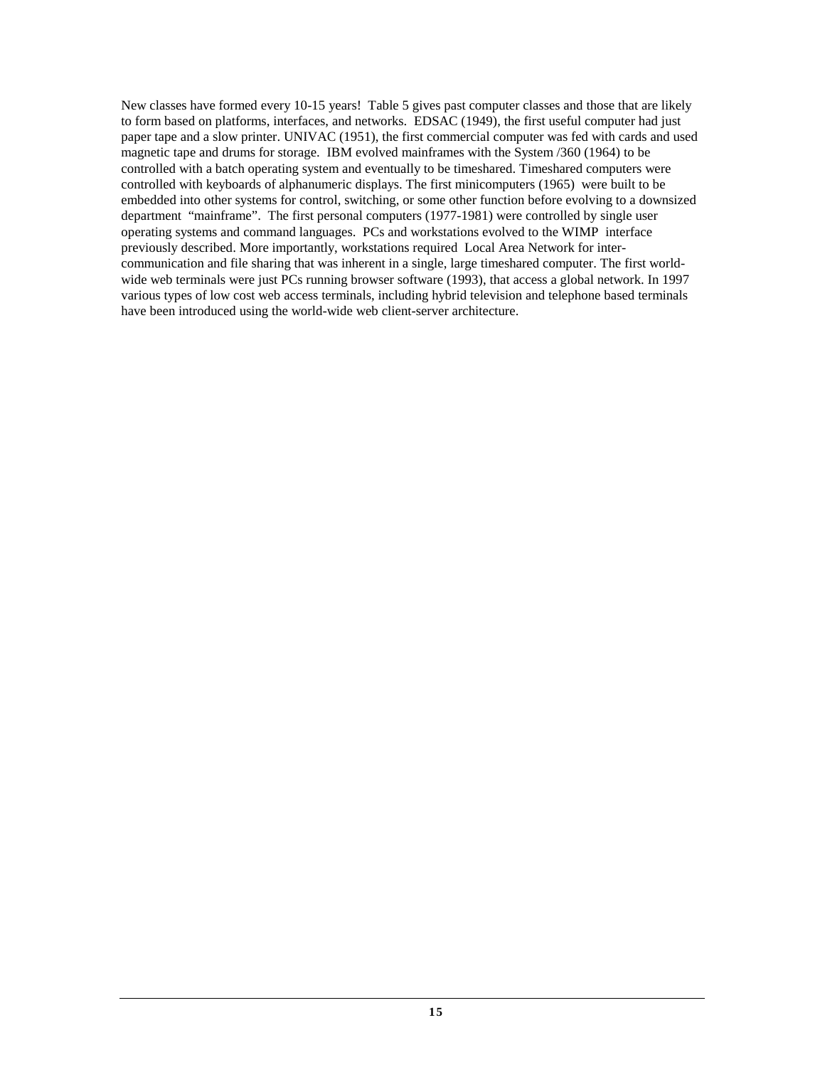New classes have formed every 10-15 years! Table 5 gives past computer classes and those that are likely to form based on platforms, interfaces, and networks. EDSAC (1949), the first useful computer had just paper tape and a slow printer. UNIVAC (1951), the first commercial computer was fed with cards and used magnetic tape and drums for storage. IBM evolved mainframes with the System /360 (1964) to be controlled with a batch operating system and eventually to be timeshared. Timeshared computers were controlled with keyboards of alphanumeric displays. The first minicomputers (1965) were built to be embedded into other systems for control, switching, or some other function before evolving to a downsized department "mainframe". The first personal computers (1977-1981) were controlled by single user operating systems and command languages. PCs and workstations evolved to the WIMP interface previously described. More importantly, workstations required Local Area Network for inter-communication and file sharing that was inherent in a single, large timeshared computer. The first world-wide web terminals were just PCs running browser software (1993), that access a global network. In 1997 various types of low cost web access terminals, including hybrid television and telephone based terminals have been introduced using the world-wide web client-server architecture.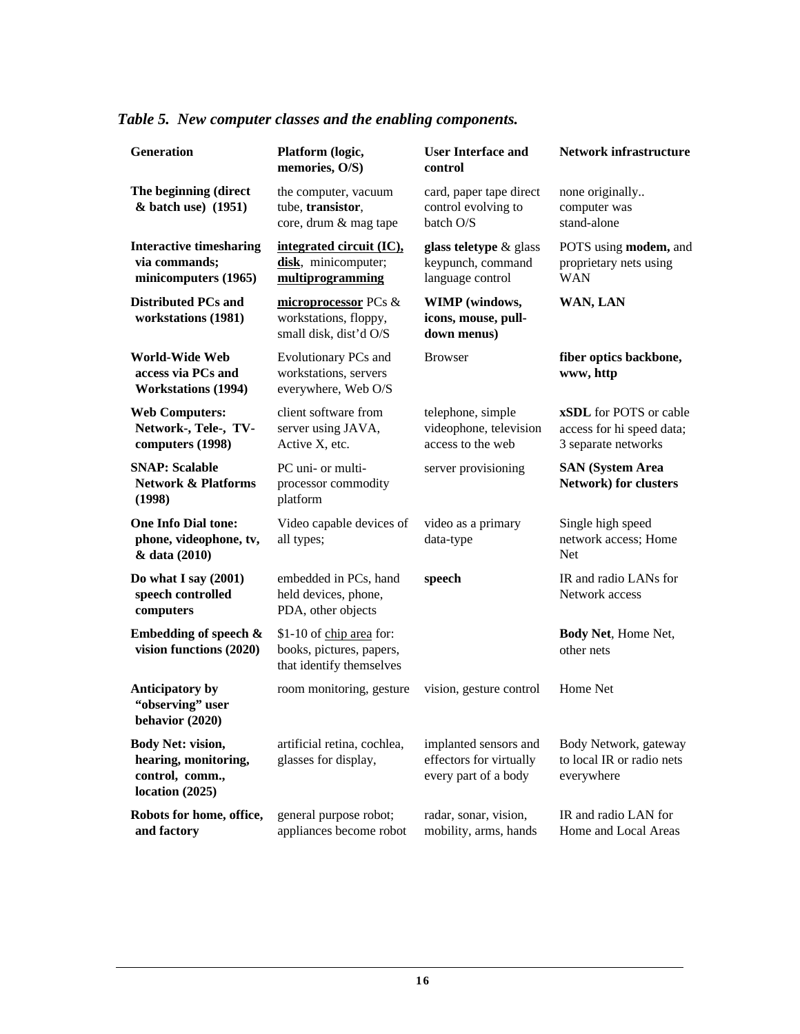*Table 5. New computer classes and the enabling components.*

| Generation | Platform (logic, memories, O/S) | User Interface and control | Network infrastructure |
|---|---|---|---|
| **The beginning (direct & batch use) (1951)** | the computer, vacuum tube, **transistor**, core, drum & mag tape | card, paper tape direct control evolving to batch O/S | none originally.. computer was stand-alone |
| **Interactive timesharing via commands; minicomputers (1965)** | **integrated circuit (IC), disk**, minicomputer; **multiprogramming** | **glass teletype** & glass keypunch, command language control | POTS using **modem,** and proprietary nets using WAN |
| **Distributed PCs and workstations (1981)** | **microprocessor** PCs & workstations, floppy, small disk, dist'd O/S | **WIMP (windows, icons, mouse, pull-down menus)** | **WAN, LAN** |
| **World-Wide Web access via PCs and Workstations (1994)** | Evolutionary PCs and workstations, servers everywhere, Web O/S | Browser | **fiber optics backbone, www, http** |
| **Web Computers: Network-, Tele-, TV-computers (1998)** | client software from server using JAVA, Active X, etc. | telephone, simple videophone, television access to the web | **xSDL** for POTS or cable access for hi speed data; 3 separate networks |
| **SNAP: Scalable Network & Platforms (1998)** | PC uni- or multi-processor commodity platform | server provisioning | **SAN (System Area Network) for clusters** |
| **One Info Dial tone: phone, videophone, tv, & data (2010)** | Video capable devices of all types; | video as a primary data-type | Single high speed network access; Home Net |
| **Do what I say (2001) speech controlled computers** | embedded in PCs, hand held devices, phone, PDA, other objects | **speech** | IR and radio LANs for Network access |
| **Embedding of speech & vision functions (2020)** | $1-10 of chip area for: books, pictures, papers, that identify themselves | | **Body Net**, Home Net, other nets |
| **Anticipatory by "observing" user behavior (2020)** | room monitoring, gesture | vision, gesture control | Home Net |
| **Body Net: vision, hearing, monitoring, control, comm., location (2025)** | artificial retina, cochlea, glasses for display, | implanted sensors and effectors for virtually every part of a body | Body Network, gateway to local IR or radio nets everywhere |
| **Robots for home, office, and factory** | general purpose robot; appliances become robot | radar, sonar, vision, mobility, arms, hands | IR and radio LAN for Home and Local Areas |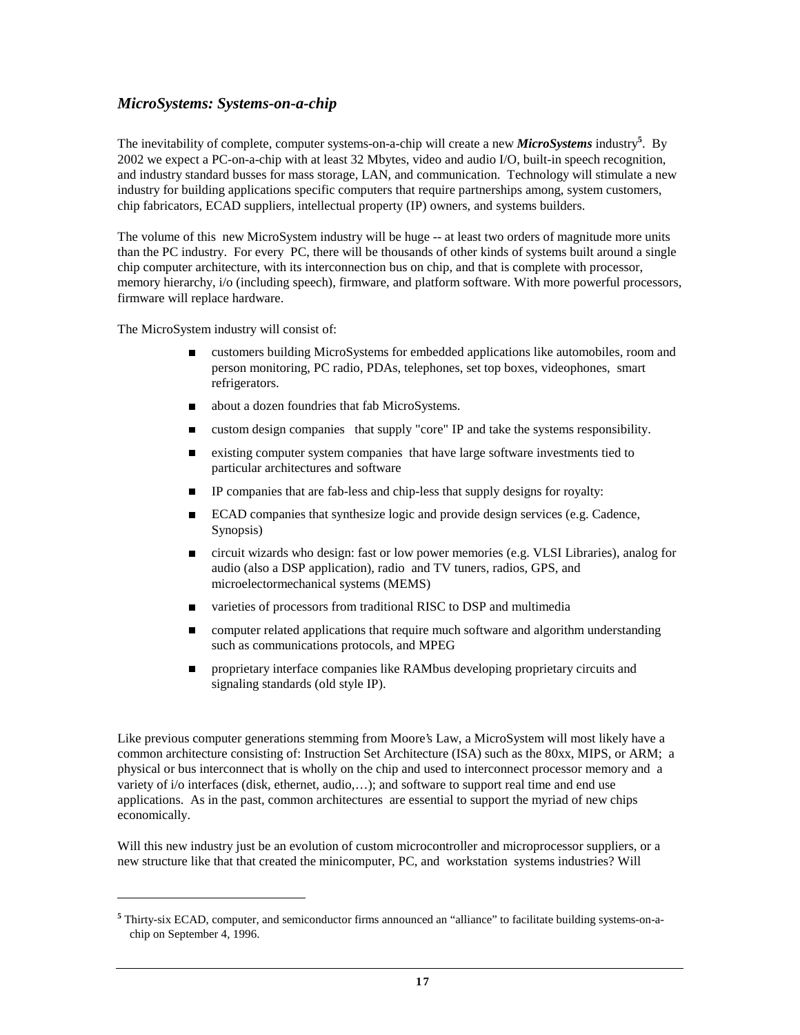### *MicroSystems: Systems-on-a-chip*

The inevitability of complete, computer systems-on-a-chip will create a new ***MicroSystems*** industry[5]. By 2002 we expect a PC-on-a-chip with at least 32 Mbytes, video and audio I/O, built-in speech recognition, and industry standard busses for mass storage, LAN, and communication. Technology will stimulate a new industry for building applications specific computers that require partnerships among, system customers, chip fabricators, ECAD suppliers, intellectual property (IP) owners, and systems builders.

The volume of this new MicroSystem industry will be huge -- at least two orders of magnitude more units than the PC industry. For every PC, there will be thousands of other kinds of systems built around a single chip computer architecture, with its interconnection bus on chip, and that is complete with processor, memory hierarchy, i/o (including speech), firmware, and platform software. With more powerful processors, firmware will replace hardware.

The MicroSystem industry will consist of:

- customers building MicroSystems for embedded applications like automobiles, room and person monitoring, PC radio, PDAs, telephones, set top boxes, videophones, smart refrigerators.
- about a dozen foundries that fab MicroSystems.
- custom design companies that supply "core" IP and take the systems responsibility.
- existing computer system companies that have large software investments tied to particular architectures and software
- IP companies that are fab-less and chip-less that supply designs for royalty:
- ECAD companies that synthesize logic and provide design services (e.g. Cadence, Synopsis)
- circuit wizards who design: fast or low power memories (e.g. VLSI Libraries), analog for audio (also a DSP application), radio and TV tuners, radios, GPS, and microelectormechanical systems (MEMS)
- varieties of processors from traditional RISC to DSP and multimedia
- computer related applications that require much software and algorithm understanding such as communications protocols, and MPEG
- proprietary interface companies like RAMbus developing proprietary circuits and signaling standards (old style IP).

Like previous computer generations stemming from Moore's Law, a MicroSystem will most likely have a common architecture consisting of: Instruction Set Architecture (ISA) such as the 80xx, MIPS, or ARM; a physical or bus interconnect that is wholly on the chip and used to interconnect processor memory and a variety of i/o interfaces (disk, ethernet, audio,…); and software to support real time and end use applications. As in the past, common architectures are essential to support the myriad of new chips economically.

Will this new industry just be an evolution of custom microcontroller and microprocessor suppliers, or a new structure like that that created the minicomputer, PC, and workstation systems industries? Will

[5] Thirty-six ECAD, computer, and semiconductor firms announced an "alliance" to facilitate building systems-on-a-chip on September 4, 1996.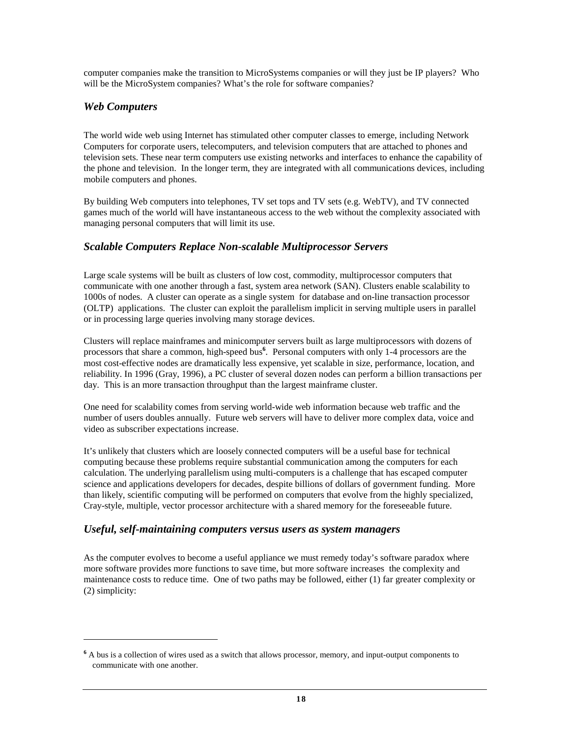computer companies make the transition to MicroSystems companies or will they just be IP players? Who will be the MicroSystem companies? What's the role for software companies?

### *Web Computers*

The world wide web using Internet has stimulated other computer classes to emerge, including Network Computers for corporate users, telecomputers, and television computers that are attached to phones and television sets. These near term computers use existing networks and interfaces to enhance the capability of the phone and television. In the longer term, they are integrated with all communications devices, including mobile computers and phones.

By building Web computers into telephones, TV set tops and TV sets (e.g. WebTV), and TV connected games much of the world will have instantaneous access to the web without the complexity associated with managing personal computers that will limit its use.

### *Scalable Computers Replace Non-scalable Multiprocessor Servers*

Large scale systems will be built as clusters of low cost, commodity, multiprocessor computers that communicate with one another through a fast, system area network (SAN). Clusters enable scalability to 1000s of nodes. A cluster can operate as a single system for database and on-line transaction processor (OLTP) applications. The cluster can exploit the parallelism implicit in serving multiple users in parallel or in processing large queries involving many storage devices.

Clusters will replace mainframes and minicomputer servers built as large multiprocessors with dozens of processors that share a common, high-speed bus[6]. Personal computers with only 1-4 processors are the most cost-effective nodes are dramatically less expensive, yet scalable in size, performance, location, and reliability. In 1996 (Gray, 1996), a PC cluster of several dozen nodes can perform a billion transactions per day. This is an more transaction throughput than the largest mainframe cluster.

One need for scalability comes from serving world-wide web information because web traffic and the number of users doubles annually. Future web servers will have to deliver more complex data, voice and video as subscriber expectations increase.

It's unlikely that clusters which are loosely connected computers will be a useful base for technical computing because these problems require substantial communication among the computers for each calculation. The underlying parallelism using multi-computers is a challenge that has escaped computer science and applications developers for decades, despite billions of dollars of government funding. More than likely, scientific computing will be performed on computers that evolve from the highly specialized, Cray-style, multiple, vector processor architecture with a shared memory for the foreseeable future.

### *Useful, self-maintaining computers versus users as system managers*

As the computer evolves to become a useful appliance we must remedy today's software paradox where more software provides more functions to save time, but more software increases the complexity and maintenance costs to reduce time. One of two paths may be followed, either (1) far greater complexity or (2) simplicity:

---

[6] A bus is a collection of wires used as a switch that allows processor, memory, and input-output components to communicate with one another.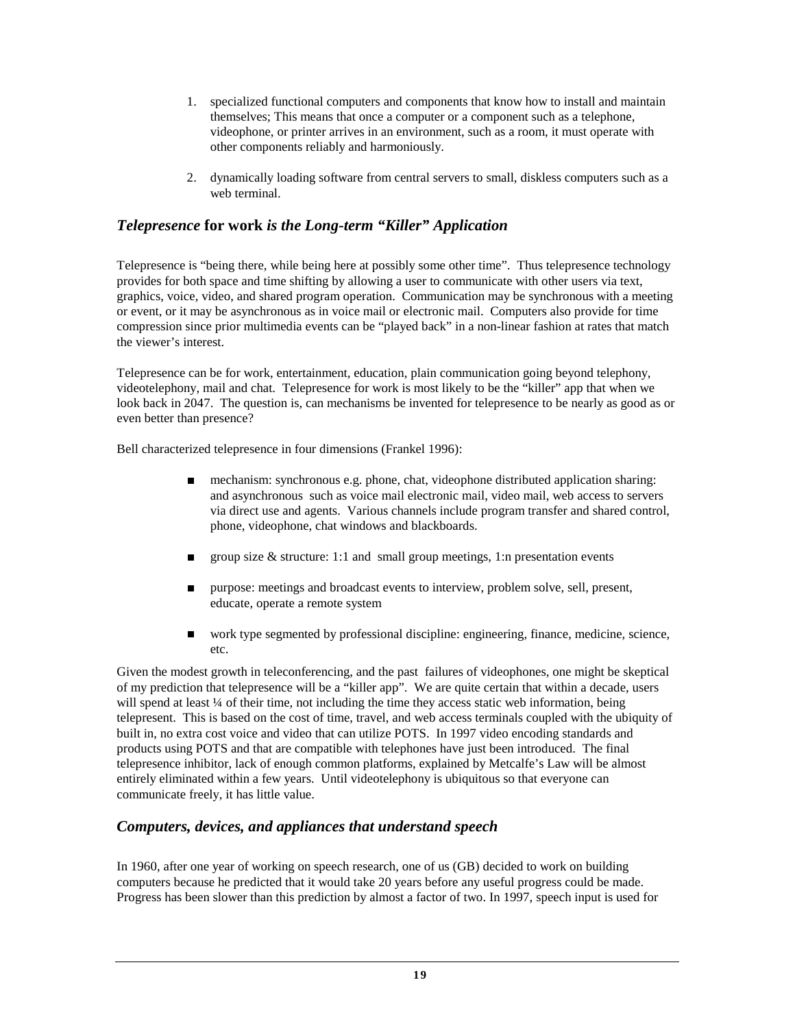1. specialized functional computers and components that know how to install and maintain themselves; This means that once a computer or a component such as a telephone, videophone, or printer arrives in an environment, such as a room, it must operate with other components reliably and harmoniously.

2. dynamically loading software from central servers to small, diskless computers such as a web terminal.

## *Telepresence* for work *is the Long-term "Killer" Application*

Telepresence is "being there, while being here at possibly some other time". Thus telepresence technology provides for both space and time shifting by allowing a user to communicate with other users via text, graphics, voice, video, and shared program operation. Communication may be synchronous with a meeting or event, or it may be asynchronous as in voice mail or electronic mail. Computers also provide for time compression since prior multimedia events can be "played back" in a non-linear fashion at rates that match the viewer's interest.

Telepresence can be for work, entertainment, education, plain communication going beyond telephony, videotelephony, mail and chat. Telepresence for work is most likely to be the "killer" app that when we look back in 2047. The question is, can mechanisms be invented for telepresence to be nearly as good as or even better than presence?

Bell characterized telepresence in four dimensions (Frankel 1996):

- mechanism: synchronous e.g. phone, chat, videophone distributed application sharing: and asynchronous such as voice mail electronic mail, video mail, web access to servers via direct use and agents. Various channels include program transfer and shared control, phone, videophone, chat windows and blackboards.
- group size & structure: 1:1 and small group meetings, 1:n presentation events
- purpose: meetings and broadcast events to interview, problem solve, sell, present, educate, operate a remote system
- work type segmented by professional discipline: engineering, finance, medicine, science, etc.

Given the modest growth in teleconferencing, and the past failures of videophones, one might be skeptical of my prediction that telepresence will be a "killer app". We are quite certain that within a decade, users will spend at least ¼ of their time, not including the time they access static web information, being telepresent. This is based on the cost of time, travel, and web access terminals coupled with the ubiquity of built in, no extra cost voice and video that can utilize POTS. In 1997 video encoding standards and products using POTS and that are compatible with telephones have just been introduced. The final telepresence inhibitor, lack of enough common platforms, explained by Metcalfe's Law will be almost entirely eliminated within a few years. Until videotelephony is ubiquitous so that everyone can communicate freely, it has little value.

## *Computers, devices, and appliances that understand speech*

In 1960, after one year of working on speech research, one of us (GB) decided to work on building computers because he predicted that it would take 20 years before any useful progress could be made. Progress has been slower than this prediction by almost a factor of two. In 1997, speech input is used for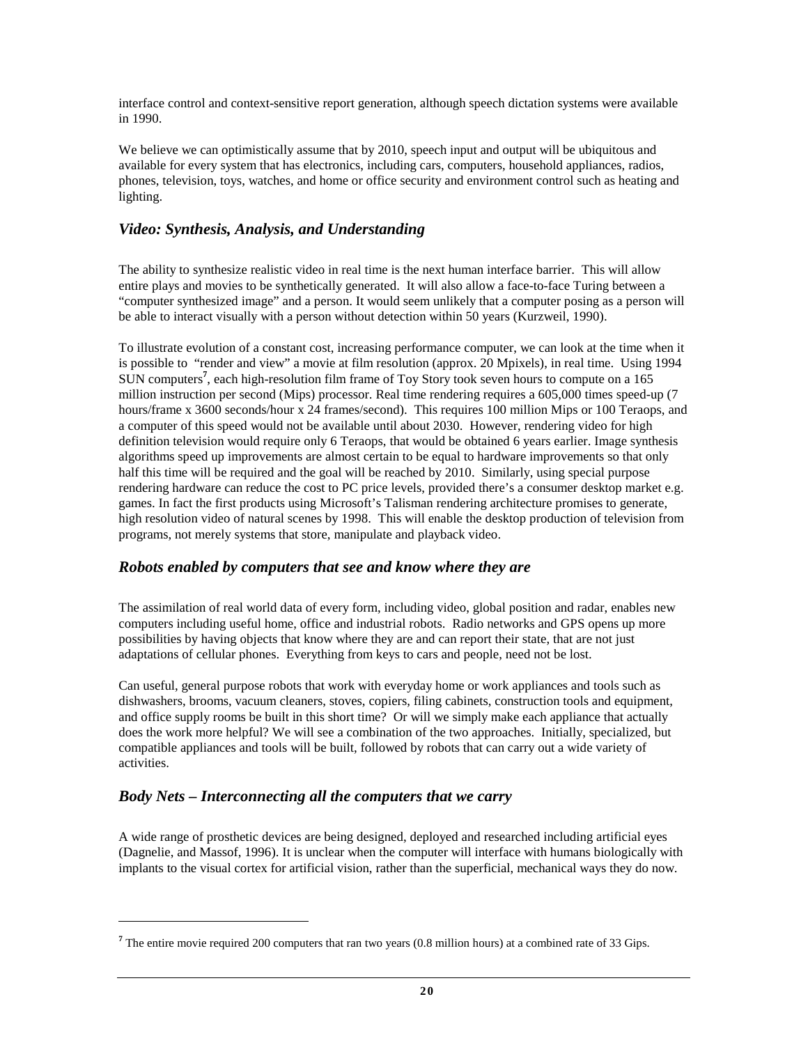interface control and context-sensitive report generation, although speech dictation systems were available in 1990.

We believe we can optimistically assume that by 2010, speech input and output will be ubiquitous and available for every system that has electronics, including cars, computers, household appliances, radios, phones, television, toys, watches, and home or office security and environment control such as heating and lighting.

### *Video: Synthesis, Analysis, and Understanding*

The ability to synthesize realistic video in real time is the next human interface barrier. This will allow entire plays and movies to be synthetically generated. It will also allow a face-to-face Turing between a "computer synthesized image" and a person. It would seem unlikely that a computer posing as a person will be able to interact visually with a person without detection within 50 years (Kurzweil, 1990).

To illustrate evolution of a constant cost, increasing performance computer, we can look at the time when it is possible to "render and view" a movie at film resolution (approx. 20 Mpixels), in real time. Using 1994 SUN computers[7], each high-resolution film frame of Toy Story took seven hours to compute on a 165 million instruction per second (Mips) processor. Real time rendering requires a 605,000 times speed-up (7 hours/frame x 3600 seconds/hour x 24 frames/second). This requires 100 million Mips or 100 Teraops, and a computer of this speed would not be available until about 2030. However, rendering video for high definition television would require only 6 Teraops, that would be obtained 6 years earlier. Image synthesis algorithms speed up improvements are almost certain to be equal to hardware improvements so that only half this time will be required and the goal will be reached by 2010. Similarly, using special purpose rendering hardware can reduce the cost to PC price levels, provided there's a consumer desktop market e.g. games. In fact the first products using Microsoft's Talisman rendering architecture promises to generate, high resolution video of natural scenes by 1998. This will enable the desktop production of television from programs, not merely systems that store, manipulate and playback video.

### *Robots enabled by computers that see and know where they are*

The assimilation of real world data of every form, including video, global position and radar, enables new computers including useful home, office and industrial robots. Radio networks and GPS opens up more possibilities by having objects that know where they are and can report their state, that are not just adaptations of cellular phones. Everything from keys to cars and people, need not be lost.

Can useful, general purpose robots that work with everyday home or work appliances and tools such as dishwashers, brooms, vacuum cleaners, stoves, copiers, filing cabinets, construction tools and equipment, and office supply rooms be built in this short time? Or will we simply make each appliance that actually does the work more helpful? We will see a combination of the two approaches. Initially, specialized, but compatible appliances and tools will be built, followed by robots that can carry out a wide variety of activities.

### *Body Nets – Interconnecting all the computers that we carry*

A wide range of prosthetic devices are being designed, deployed and researched including artificial eyes (Dagnelie, and Massof, 1996). It is unclear when the computer will interface with humans biologically with implants to the visual cortex for artificial vision, rather than the superficial, mechanical ways they do now.

---

[7] The entire movie required 200 computers that ran two years (0.8 million hours) at a combined rate of 33 Gips.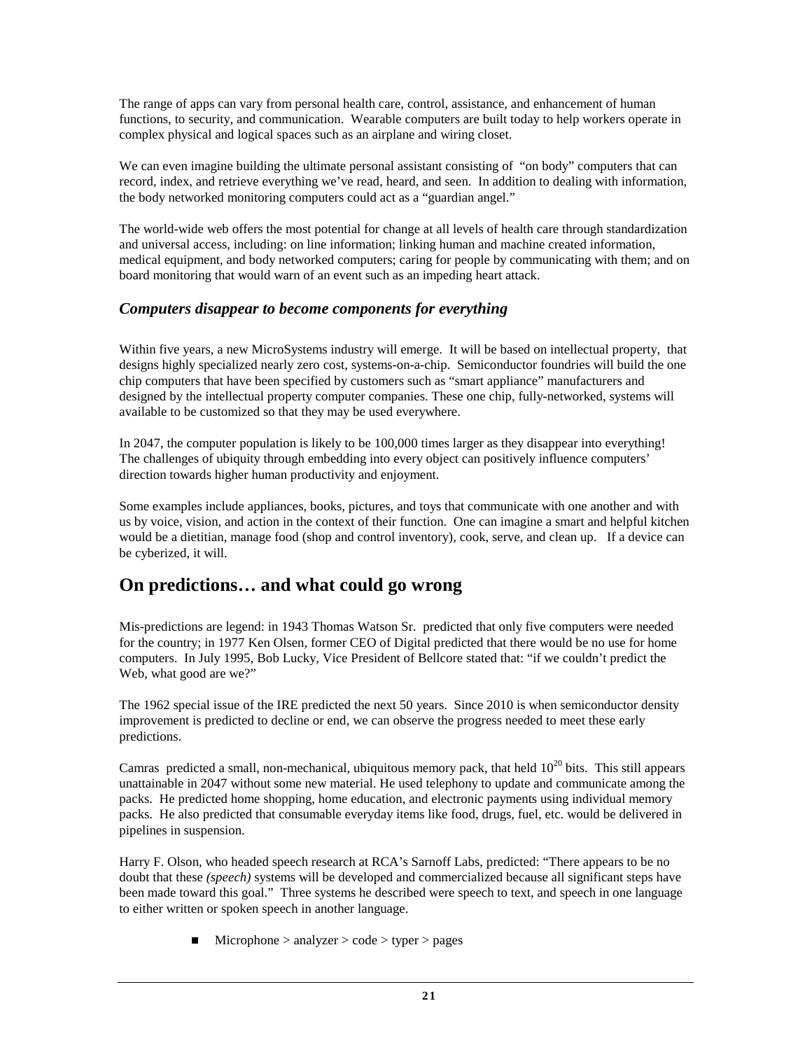The range of apps can vary from personal health care, control, assistance, and enhancement of human functions, to security, and communication. Wearable computers are built today to help workers operate in complex physical and logical spaces such as an airplane and wiring closet.

We can even imagine building the ultimate personal assistant consisting of "on body" computers that can record, index, and retrieve everything we've read, heard, and seen. In addition to dealing with information, the body networked monitoring computers could act as a "guardian angel."

The world-wide web offers the most potential for change at all levels of health care through standardization and universal access, including: on line information; linking human and machine created information, medical equipment, and body networked computers; caring for people by communicating with them; and on board monitoring that would warn of an event such as an impeding heart attack.

### *Computers disappear to become components for everything*

Within five years, a new MicroSystems industry will emerge. It will be based on intellectual property, that designs highly specialized nearly zero cost, systems-on-a-chip. Semiconductor foundries will build the one chip computers that have been specified by customers such as "smart appliance" manufacturers and designed by the intellectual property computer companies. These one chip, fully-networked, systems will available to be customized so that they may be used everywhere.

In 2047, the computer population is likely to be 100,000 times larger as they disappear into everything! The challenges of ubiquity through embedding into every object can positively influence computers' direction towards higher human productivity and enjoyment.

Some examples include appliances, books, pictures, and toys that communicate with one another and with us by voice, vision, and action in the context of their function. One can imagine a smart and helpful kitchen would be a dietitian, manage food (shop and control inventory), cook, serve, and clean up. If a device can be cyberized, it will.

## On predictions… and what could go wrong

Mis-predictions are legend: in 1943 Thomas Watson Sr. predicted that only five computers were needed for the country; in 1977 Ken Olsen, former CEO of Digital predicted that there would be no use for home computers. In July 1995, Bob Lucky, Vice President of Bellcore stated that: "if we couldn't predict the Web, what good are we?"

The 1962 special issue of the IRE predicted the next 50 years. Since 2010 is when semiconductor density improvement is predicted to decline or end, we can observe the progress needed to meet these early predictions.

Camras predicted a small, non-mechanical, ubiquitous memory pack, that held $10^{20}$ bits. This still appears unattainable in 2047 without some new material. He used telephony to update and communicate among the packs. He predicted home shopping, home education, and electronic payments using individual memory packs. He also predicted that consumable everyday items like food, drugs, fuel, etc. would be delivered in pipelines in suspension.

Harry F. Olson, who headed speech research at RCA's Sarnoff Labs, predicted: "There appears to be no doubt that these *(speech)* systems will be developed and commercialized because all significant steps have been made toward this goal." Three systems he described were speech to text, and speech in one language to either written or spoken speech in another language.

- Microphone > analyzer > code > typer > pages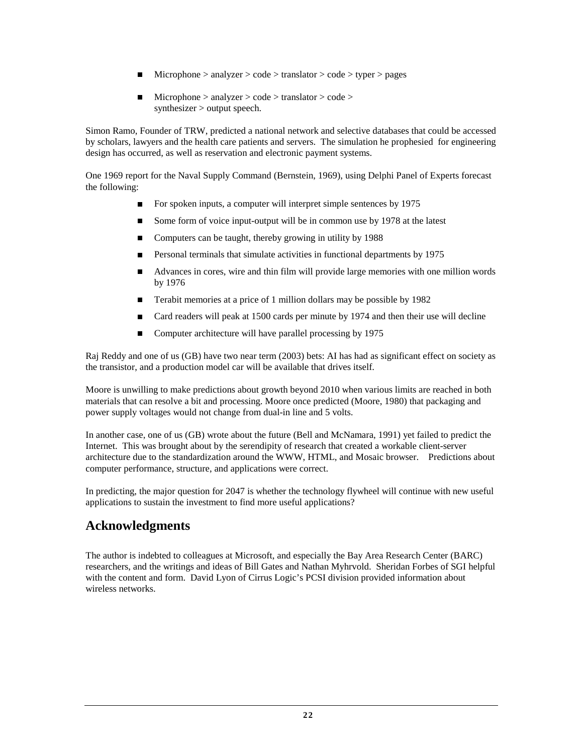- Microphone > analyzer > code > translator > code > typer > pages
- Microphone > analyzer > code > translator > code > synthesizer > output speech.

Simon Ramo, Founder of TRW, predicted a national network and selective databases that could be accessed by scholars, lawyers and the health care patients and servers. The simulation he prophesied for engineering design has occurred, as well as reservation and electronic payment systems.

One 1969 report for the Naval Supply Command (Bernstein, 1969), using Delphi Panel of Experts forecast the following:

- For spoken inputs, a computer will interpret simple sentences by 1975
- Some form of voice input-output will be in common use by 1978 at the latest
- Computers can be taught, thereby growing in utility by 1988
- Personal terminals that simulate activities in functional departments by 1975
- Advances in cores, wire and thin film will provide large memories with one million words by 1976
- Terabit memories at a price of 1 million dollars may be possible by 1982
- Card readers will peak at 1500 cards per minute by 1974 and then their use will decline
- Computer architecture will have parallel processing by 1975

Raj Reddy and one of us (GB) have two near term (2003) bets: AI has had as significant effect on society as the transistor, and a production model car will be available that drives itself.

Moore is unwilling to make predictions about growth beyond 2010 when various limits are reached in both materials that can resolve a bit and processing. Moore once predicted (Moore, 1980) that packaging and power supply voltages would not change from dual-in line and 5 volts.

In another case, one of us (GB) wrote about the future (Bell and McNamara, 1991) yet failed to predict the Internet. This was brought about by the serendipity of research that created a workable client-server architecture due to the standardization around the WWW, HTML, and Mosaic browser. Predictions about computer performance, structure, and applications were correct.

In predicting, the major question for 2047 is whether the technology flywheel will continue with new useful applications to sustain the investment to find more useful applications?

## Acknowledgments

The author is indebted to colleagues at Microsoft, and especially the Bay Area Research Center (BARC) researchers, and the writings and ideas of Bill Gates and Nathan Myhrvold. Sheridan Forbes of SGI helpful with the content and form. David Lyon of Cirrus Logic's PCSI division provided information about wireless networks.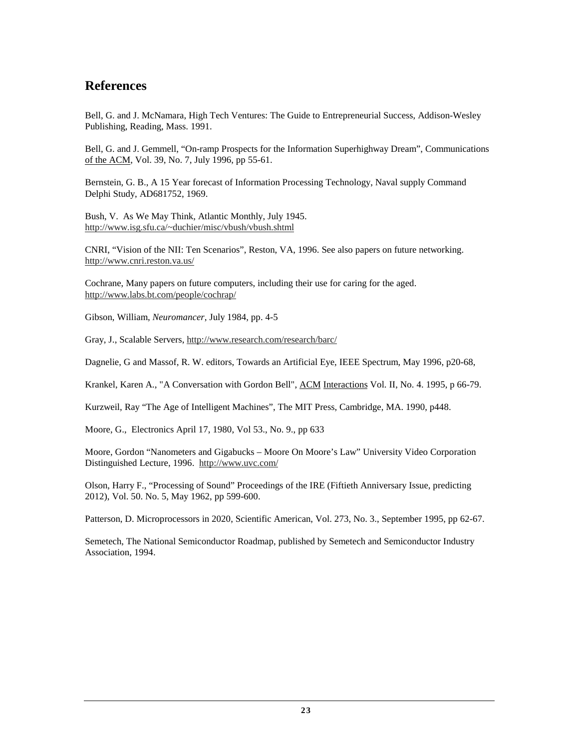## References

Bell, G. and J. McNamara, High Tech Ventures: The Guide to Entrepreneurial Success, Addison-Wesley Publishing, Reading, Mass. 1991.

Bell, G. and J. Gemmell, "On-ramp Prospects for the Information Superhighway Dream", Communications of the ACM, Vol. 39, No. 7, July 1996, pp 55-61.

Bernstein, G. B., A 15 Year forecast of Information Processing Technology, Naval supply Command Delphi Study, AD681752, 1969.

Bush, V. As We May Think, Atlantic Monthly, July 1945. http://www.isg.sfu.ca/~duchier/misc/vbush/vbush.shtml

CNRI, "Vision of the NII: Ten Scenarios", Reston, VA, 1996. See also papers on future networking. http://www.cnri.reston.va.us/

Cochrane, Many papers on future computers, including their use for caring for the aged. http://www.labs.bt.com/people/cochrap/

Gibson, William, *Neuromancer*, July 1984, pp. 4-5

Gray, J., Scalable Servers, http://www.research.com/research/barc/

Dagnelie, G and Massof, R. W. editors, Towards an Artificial Eye, IEEE Spectrum, May 1996, p20-68,

Krankel, Karen A., "A Conversation with Gordon Bell", ACM Interactions Vol. II, No. 4. 1995, p 66-79.

Kurzweil, Ray "The Age of Intelligent Machines", The MIT Press, Cambridge, MA. 1990, p448.

Moore, G., Electronics April 17, 1980, Vol 53., No. 9., pp 633

Moore, Gordon "Nanometers and Gigabucks – Moore On Moore's Law" University Video Corporation Distinguished Lecture, 1996. http://www.uvc.com/

Olson, Harry F., "Processing of Sound" Proceedings of the IRE (Fiftieth Anniversary Issue, predicting 2012), Vol. 50. No. 5, May 1962, pp 599-600.

Patterson, D. Microprocessors in 2020, Scientific American, Vol. 273, No. 3., September 1995, pp 62-67.

Semetech, The National Semiconductor Roadmap, published by Semetech and Semiconductor Industry Association, 1994.